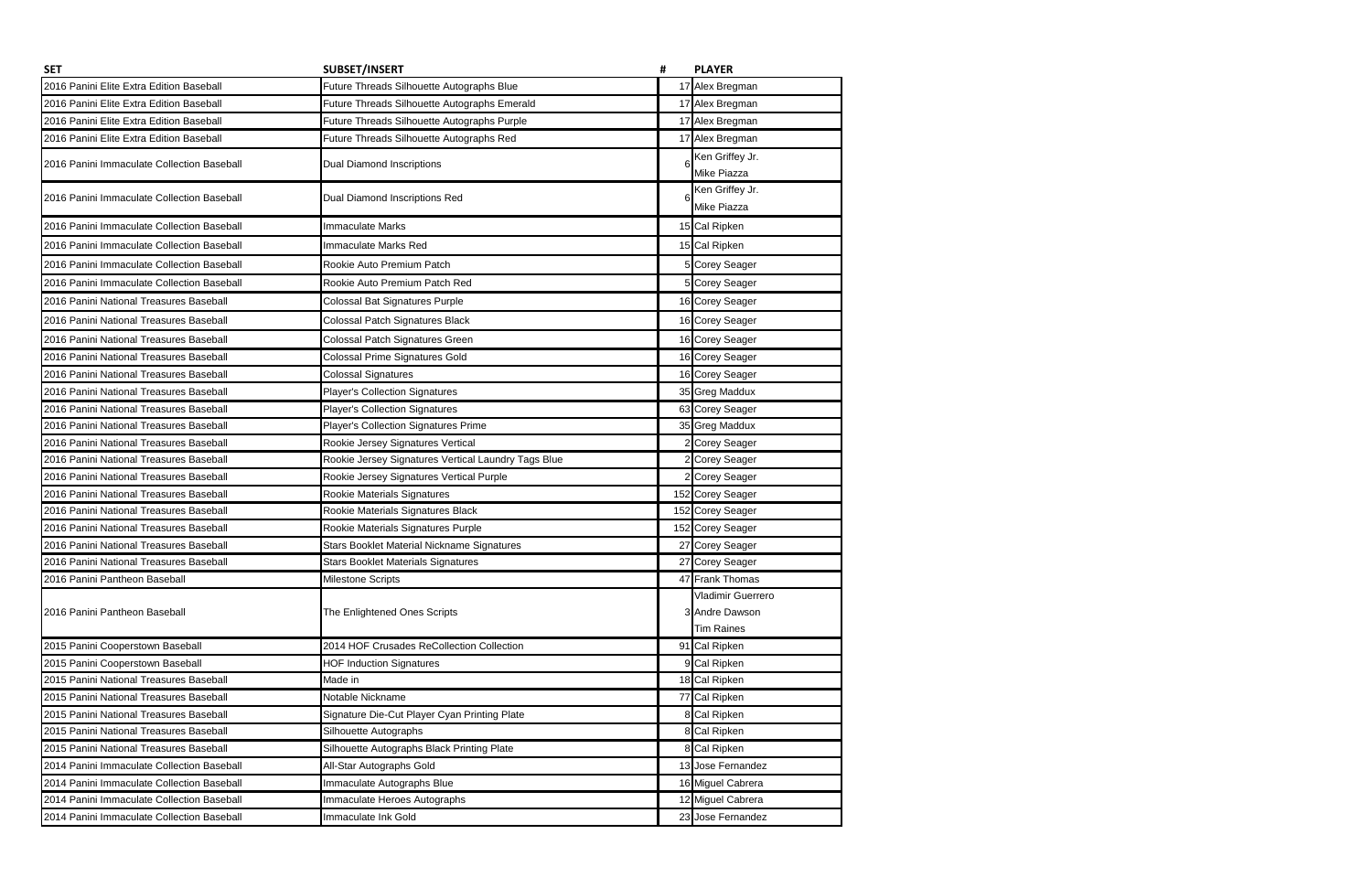| SET | SUBSET/INSERT | # | PLAYER |
|---|---|---|---|
| 2016 Panini Elite Extra Edition Baseball | Future Threads Silhouette Autographs Blue | 17 | Alex Bregman |
| 2016 Panini Elite Extra Edition Baseball | Future Threads Silhouette Autographs Emerald | 17 | Alex Bregman |
| 2016 Panini Elite Extra Edition Baseball | Future Threads Silhouette Autographs Purple | 17 | Alex Bregman |
| 2016 Panini Elite Extra Edition Baseball | Future Threads Silhouette Autographs Red | 17 | Alex Bregman |
| 2016 Panini Immaculate Collection Baseball | Dual Diamond Inscriptions | 6 | Ken Griffey Jr.<br>Mike Piazza |
| 2016 Panini Immaculate Collection Baseball | Dual Diamond Inscriptions Red | 6 | Ken Griffey Jr.<br>Mike Piazza |
| 2016 Panini Immaculate Collection Baseball | Immaculate Marks | 15 | Cal Ripken |
| 2016 Panini Immaculate Collection Baseball | Immaculate Marks Red | 15 | Cal Ripken |
| 2016 Panini Immaculate Collection Baseball | Rookie Auto Premium Patch | 5 | Corey Seager |
| 2016 Panini Immaculate Collection Baseball | Rookie Auto Premium Patch Red | 5 | Corey Seager |
| 2016 Panini National Treasures Baseball | Colossal Bat Signatures Purple | 16 | Corey Seager |
| 2016 Panini National Treasures Baseball | Colossal Patch Signatures Black | 16 | Corey Seager |
| 2016 Panini National Treasures Baseball | Colossal Patch Signatures Green | 16 | Corey Seager |
| 2016 Panini National Treasures Baseball | Colossal Prime Signatures Gold | 16 | Corey Seager |
| 2016 Panini National Treasures Baseball | Colossal Signatures | 16 | Corey Seager |
| 2016 Panini National Treasures Baseball | Player's Collection Signatures | 35 | Greg Maddux |
| 2016 Panini National Treasures Baseball | Player's Collection Signatures | 63 | Corey Seager |
| 2016 Panini National Treasures Baseball | Player's Collection Signatures Prime | 35 | Greg Maddux |
| 2016 Panini National Treasures Baseball | Rookie Jersey Signatures Vertical | 2 | Corey Seager |
| 2016 Panini National Treasures Baseball | Rookie Jersey Signatures Vertical Laundry Tags Blue | 2 | Corey Seager |
| 2016 Panini National Treasures Baseball | Rookie Jersey Signatures Vertical Purple | 2 | Corey Seager |
| 2016 Panini National Treasures Baseball | Rookie Materials Signatures | 152 | Corey Seager |
| 2016 Panini National Treasures Baseball | Rookie Materials Signatures Black | 152 | Corey Seager |
| 2016 Panini National Treasures Baseball | Rookie Materials Signatures Purple | 152 | Corey Seager |
| 2016 Panini National Treasures Baseball | Stars Booklet Material Nickname Signatures | 27 | Corey Seager |
| 2016 Panini National Treasures Baseball | Stars Booklet Materials Signatures | 27 | Corey Seager |
| 2016 Panini Pantheon Baseball | Milestone Scripts | 47 | Frank Thomas |
| 2016 Panini Pantheon Baseball | The Enlightened Ones Scripts | 3 | Vladimir Guerrero<br>Andre Dawson<br>Tim Raines |
| 2015 Panini Cooperstown Baseball | 2014 HOF Crusades ReCollection Collection | 91 | Cal Ripken |
| 2015 Panini Cooperstown Baseball | HOF Induction Signatures | 9 | Cal Ripken |
| 2015 Panini National Treasures Baseball | Made in | 18 | Cal Ripken |
| 2015 Panini National Treasures Baseball | Notable Nickname | 77 | Cal Ripken |
| 2015 Panini National Treasures Baseball | Signature Die-Cut Player Cyan Printing Plate | 8 | Cal Ripken |
| 2015 Panini National Treasures Baseball | Silhouette Autographs | 8 | Cal Ripken |
| 2015 Panini National Treasures Baseball | Silhouette Autographs Black Printing Plate | 8 | Cal Ripken |
| 2014 Panini Immaculate Collection Baseball | All-Star Autographs Gold | 13 | Jose Fernandez |
| 2014 Panini Immaculate Collection Baseball | Immaculate Autographs Blue | 16 | Miguel Cabrera |
| 2014 Panini Immaculate Collection Baseball | Immaculate Heroes Autographs | 12 | Miguel Cabrera |
| 2014 Panini Immaculate Collection Baseball | Immaculate Ink Gold | 23 | Jose Fernandez |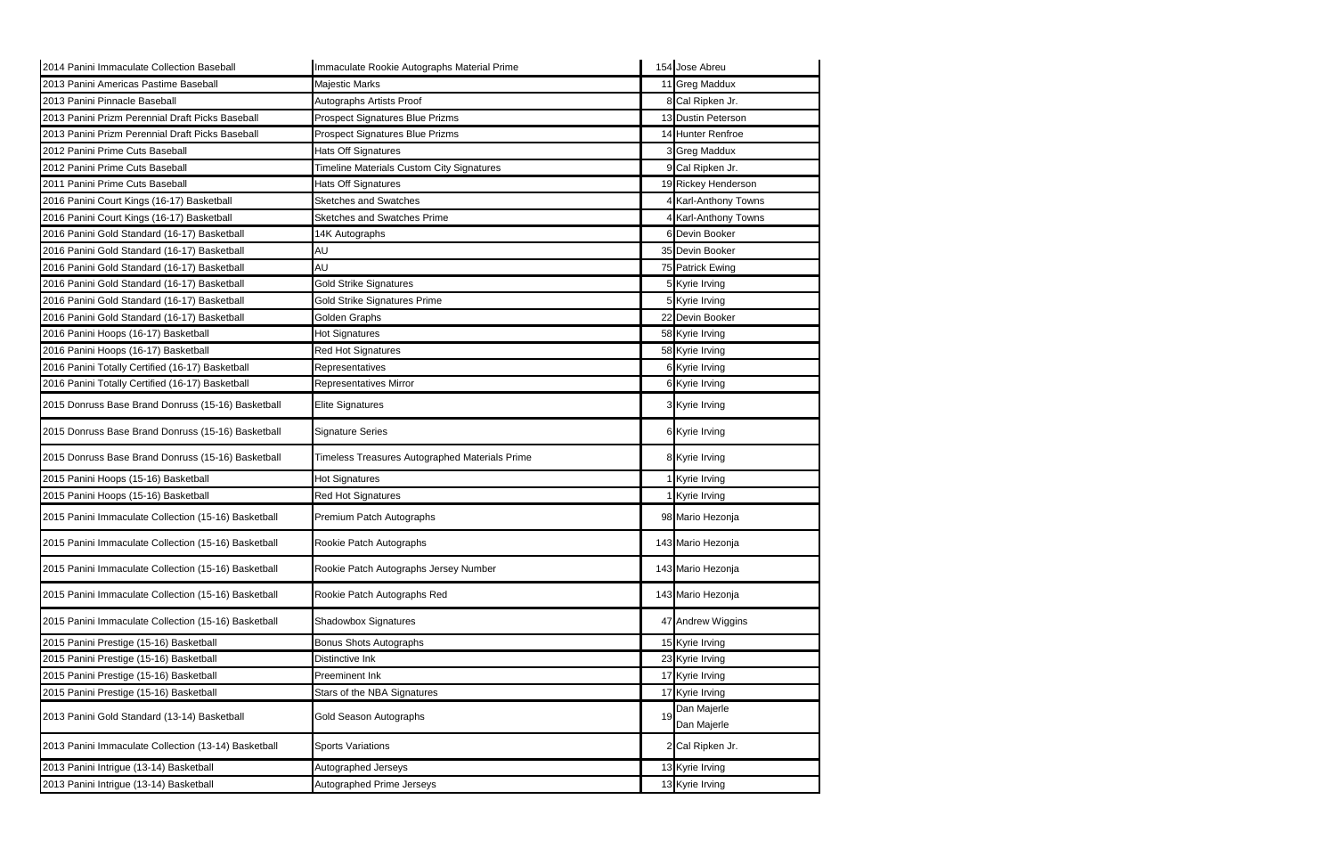| | | | |
|---|---|---|---|
| 2014 Panini Immaculate Collection Baseball | Immaculate Rookie Autographs Material Prime | 154 | Jose Abreu |
| 2013 Panini Americas Pastime Baseball | Majestic Marks | 11 | Greg Maddux |
| 2013 Panini Pinnacle Baseball | Autographs Artists Proof | 8 | Cal Ripken Jr. |
| 2013 Panini Prizm Perennial Draft Picks Baseball | Prospect Signatures Blue Prizms | 13 | Dustin Peterson |
| 2013 Panini Prizm Perennial Draft Picks Baseball | Prospect Signatures Blue Prizms | 14 | Hunter Renfroe |
| 2012 Panini Prime Cuts Baseball | Hats Off Signatures | 3 | Greg Maddux |
| 2012 Panini Prime Cuts Baseball | Timeline Materials Custom City Signatures | 9 | Cal Ripken Jr. |
| 2011 Panini Prime Cuts Baseball | Hats Off Signatures | 19 | Rickey Henderson |
| 2016 Panini Court Kings (16-17) Basketball | Sketches and Swatches | 4 | Karl-Anthony Towns |
| 2016 Panini Court Kings (16-17) Basketball | Sketches and Swatches Prime | 4 | Karl-Anthony Towns |
| 2016 Panini Gold Standard (16-17) Basketball | 14K Autographs | 6 | Devin Booker |
| 2016 Panini Gold Standard (16-17) Basketball | AU | 35 | Devin Booker |
| 2016 Panini Gold Standard (16-17) Basketball | AU | 75 | Patrick Ewing |
| 2016 Panini Gold Standard (16-17) Basketball | Gold Strike Signatures | 5 | Kyrie Irving |
| 2016 Panini Gold Standard (16-17) Basketball | Gold Strike Signatures Prime | 5 | Kyrie Irving |
| 2016 Panini Gold Standard (16-17) Basketball | Golden Graphs | 22 | Devin Booker |
| 2016 Panini Hoops (16-17) Basketball | Hot Signatures | 58 | Kyrie Irving |
| 2016 Panini Hoops (16-17) Basketball | Red Hot Signatures | 58 | Kyrie Irving |
| 2016 Panini Totally Certified (16-17) Basketball | Representatives | 6 | Kyrie Irving |
| 2016 Panini Totally Certified (16-17) Basketball | Representatives Mirror | 6 | Kyrie Irving |
| 2015 Donruss Base Brand Donruss (15-16) Basketball | Elite Signatures | 3 | Kyrie Irving |
| 2015 Donruss Base Brand Donruss (15-16) Basketball | Signature Series | 6 | Kyrie Irving |
| 2015 Donruss Base Brand Donruss (15-16) Basketball | Timeless Treasures Autographed Materials Prime | 8 | Kyrie Irving |
| 2015 Panini Hoops (15-16) Basketball | Hot Signatures | 1 | Kyrie Irving |
| 2015 Panini Hoops (15-16) Basketball | Red Hot Signatures | 1 | Kyrie Irving |
| 2015 Panini Immaculate Collection (15-16) Basketball | Premium Patch Autographs | 98 | Mario Hezonja |
| 2015 Panini Immaculate Collection (15-16) Basketball | Rookie Patch Autographs | 143 | Mario Hezonja |
| 2015 Panini Immaculate Collection (15-16) Basketball | Rookie Patch Autographs Jersey Number | 143 | Mario Hezonja |
| 2015 Panini Immaculate Collection (15-16) Basketball | Rookie Patch Autographs Red | 143 | Mario Hezonja |
| 2015 Panini Immaculate Collection (15-16) Basketball | Shadowbox Signatures | 47 | Andrew Wiggins |
| 2015 Panini Prestige (15-16) Basketball | Bonus Shots Autographs | 15 | Kyrie Irving |
| 2015 Panini Prestige (15-16) Basketball | Distinctive Ink | 23 | Kyrie Irving |
| 2015 Panini Prestige (15-16) Basketball | Preeminent Ink | 17 | Kyrie Irving |
| 2015 Panini Prestige (15-16) Basketball | Stars of the NBA Signatures | 17 | Kyrie Irving |
| 2013 Panini Gold Standard (13-14) Basketball | Gold Season Autographs | 19 | Dan Majerle<br>Dan Majerle |
| 2013 Panini Immaculate Collection (13-14) Basketball | Sports Variations | 2 | Cal Ripken Jr. |
| 2013 Panini Intrigue (13-14) Basketball | Autographed Jerseys | 13 | Kyrie Irving |
| 2013 Panini Intrigue (13-14) Basketball | Autographed Prime Jerseys | 13 | Kyrie Irving |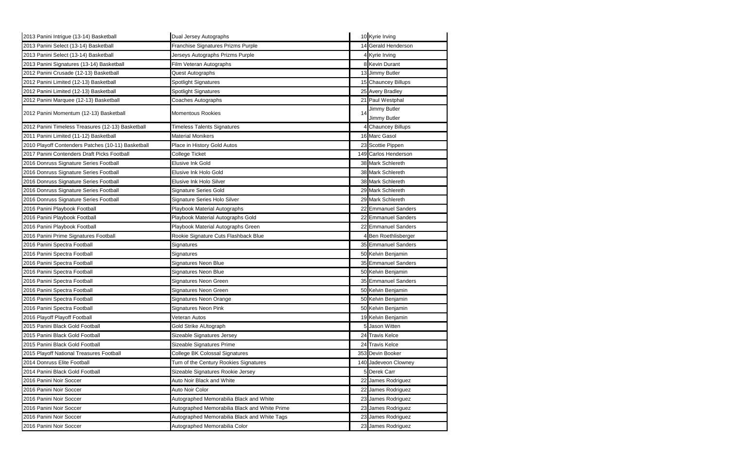| | | | |
|---|---|---|---|
| 2013 Panini Intrigue (13-14) Basketball | Dual Jersey Autographs | 10 | Kyrie Irving |
| 2013 Panini Select (13-14) Basketball | Franchise Signatures Prizms Purple | 14 | Gerald Henderson |
| 2013 Panini Select (13-14) Basketball | Jerseys Autographs Prizms Purple | 4 | Kyrie Irving |
| 2013 Panini Signatures (13-14) Basketball | Film Veteran Autographs | 8 | Kevin Durant |
| 2012 Panini Crusade (12-13) Basketball | Quest Autographs | 13 | Jimmy Butler |
| 2012 Panini Limited (12-13) Basketball | Spotlight Signatures | 15 | Chauncey Billups |
| 2012 Panini Limited (12-13) Basketball | Spotlight Signatures | 25 | Avery Bradley |
| 2012 Panini Marquee (12-13) Basketball | Coaches Autographs | 21 | Paul Westphal |
| 2012 Panini Momentum (12-13) Basketball | Momentous Rookies | 14 | Jimmy Butler<br>Jimmy Butler |
| 2012 Panini Timeless Treasures (12-13) Basketball | Timeless Talents Signatures | 4 | Chauncey Billups |
| 2011 Panini Limited (11-12) Basketball | Material Monikers | 16 | Marc Gasol |
| 2010 Playoff Contenders Patches (10-11) Basketball | Place in History Gold Autos | 23 | Scottie Pippen |
| 2017 Panini Contenders Draft Picks Football | College Ticket | 149 | Carlos Henderson |
| 2016 Donruss Signature Series Football | Elusive Ink Gold | 38 | Mark Schlereth |
| 2016 Donruss Signature Series Football | Elusive Ink Holo Gold | 38 | Mark Schlereth |
| 2016 Donruss Signature Series Football | Elusive Ink Holo Silver | 38 | Mark Schlereth |
| 2016 Donruss Signature Series Football | Signature Series Gold | 29 | Mark Schlereth |
| 2016 Donruss Signature Series Football | Signature Series Holo Silver | 29 | Mark Schlereth |
| 2016 Panini Playbook Football | Playbook Material Autographs | 22 | Emmanuel Sanders |
| 2016 Panini Playbook Football | Playbook Material Autographs Gold | 22 | Emmanuel Sanders |
| 2016 Panini Playbook Football | Playbook Material Autographs Green | 22 | Emmanuel Sanders |
| 2016 Panini Prime Signatures Football | Rookie Signature Cuts Flashback Blue | 4 | Ben Roethlisberger |
| 2016 Panini Spectra Football | Signatures | 35 | Emmanuel Sanders |
| 2016 Panini Spectra Football | Signatures | 50 | Kelvin Benjamin |
| 2016 Panini Spectra Football | Signatures Neon Blue | 35 | Emmanuel Sanders |
| 2016 Panini Spectra Football | Signatures Neon Blue | 50 | Kelvin Benjamin |
| 2016 Panini Spectra Football | Signatures Neon Green | 35 | Emmanuel Sanders |
| 2016 Panini Spectra Football | Signatures Neon Green | 50 | Kelvin Benjamin |
| 2016 Panini Spectra Football | Signatures Neon Orange | 50 | Kelvin Benjamin |
| 2016 Panini Spectra Football | Signatures Neon Pink | 50 | Kelvin Benjamin |
| 2016 Playoff Playoff Football | Veteran Autos | 19 | Kelvin Benjamin |
| 2015 Panini Black Gold Football | Gold Strike AUtograph | 5 | Jason Witten |
| 2015 Panini Black Gold Football | Sizeable Signatures Jersey | 24 | Travis Kelce |
| 2015 Panini Black Gold Football | Sizeable Signatures Prime | 24 | Travis Kelce |
| 2015 Playoff National Treasures Football | College BK Colossal Signatures | 353 | Devin Booker |
| 2014 Donruss Elite Football | Turn of the Century Rookies Signatures | 140 | Jadeveon Clowney |
| 2014 Panini Black Gold Football | Sizeable Signatures Rookie Jersey | 5 | Derek Carr |
| 2016 Panini Noir Soccer | Auto Noir Black and White | 22 | James Rodriguez |
| 2016 Panini Noir Soccer | Auto Noir Color | 22 | James Rodriguez |
| 2016 Panini Noir Soccer | Autographed Memorabilia Black and White | 23 | James Rodriguez |
| 2016 Panini Noir Soccer | Autographed Memorabilia Black and White Prime | 23 | James Rodriguez |
| 2016 Panini Noir Soccer | Autographed Memorabilia Black and White Tags | 23 | James Rodriguez |
| 2016 Panini Noir Soccer | Autographed Memorabilia Color | 23 | James Rodriguez |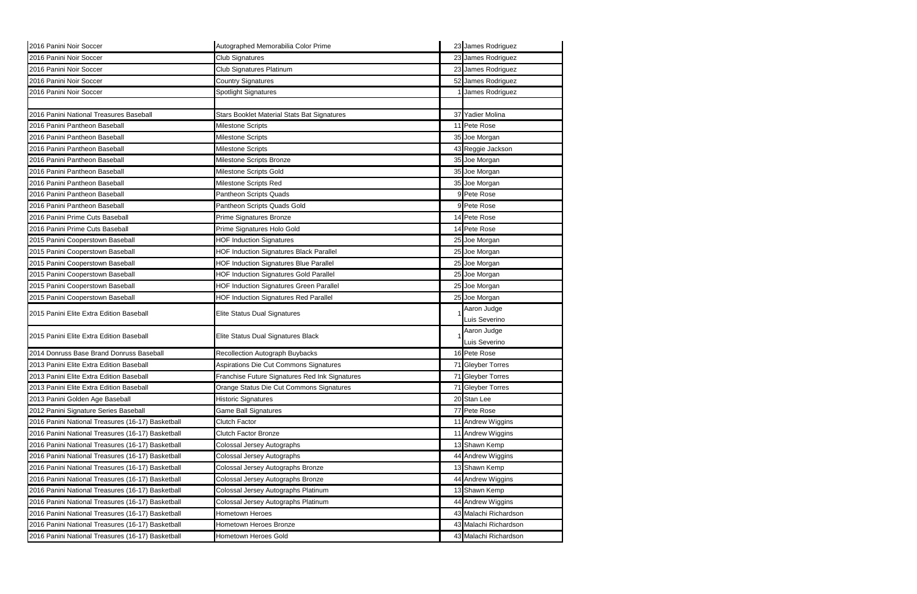| | | | |
|---|---|---|---|
| 2016 Panini Noir Soccer | Autographed Memorabilia Color Prime | 23 | James Rodriguez |
| 2016 Panini Noir Soccer | Club Signatures | 23 | James Rodriguez |
| 2016 Panini Noir Soccer | Club Signatures Platinum | 23 | James Rodriguez |
| 2016 Panini Noir Soccer | Country Signatures | 52 | James Rodriguez |
| 2016 Panini Noir Soccer | Spotlight Signatures | 1 | James Rodriguez |
| | | | |
| 2016 Panini National Treasures Baseball | Stars Booklet Material Stats Bat Signatures | 37 | Yadier Molina |
| 2016 Panini Pantheon Baseball | Milestone Scripts | 11 | Pete Rose |
| 2016 Panini Pantheon Baseball | Milestone Scripts | 35 | Joe Morgan |
| 2016 Panini Pantheon Baseball | Milestone Scripts | 43 | Reggie Jackson |
| 2016 Panini Pantheon Baseball | Milestone Scripts Bronze | 35 | Joe Morgan |
| 2016 Panini Pantheon Baseball | Milestone Scripts Gold | 35 | Joe Morgan |
| 2016 Panini Pantheon Baseball | Milestone Scripts Red | 35 | Joe Morgan |
| 2016 Panini Pantheon Baseball | Pantheon Scripts Quads | 9 | Pete Rose |
| 2016 Panini Pantheon Baseball | Pantheon Scripts Quads Gold | 9 | Pete Rose |
| 2016 Panini Prime Cuts Baseball | Prime Signatures Bronze | 14 | Pete Rose |
| 2016 Panini Prime Cuts Baseball | Prime Signatures Holo Gold | 14 | Pete Rose |
| 2015 Panini Cooperstown Baseball | HOF Induction Signatures | 25 | Joe Morgan |
| 2015 Panini Cooperstown Baseball | HOF Induction Signatures Black Parallel | 25 | Joe Morgan |
| 2015 Panini Cooperstown Baseball | HOF Induction Signatures Blue Parallel | 25 | Joe Morgan |
| 2015 Panini Cooperstown Baseball | HOF Induction Signatures Gold Parallel | 25 | Joe Morgan |
| 2015 Panini Cooperstown Baseball | HOF Induction Signatures Green Parallel | 25 | Joe Morgan |
| 2015 Panini Cooperstown Baseball | HOF Induction Signatures Red Parallel | 25 | Joe Morgan |
| 2015 Panini Elite Extra Edition Baseball | Elite Status Dual Signatures | 1 | Aaron Judge<br>Luis Severino |
| 2015 Panini Elite Extra Edition Baseball | Elite Status Dual Signatures Black | 1 | Aaron Judge<br>Luis Severino |
| 2014 Donruss Base Brand Donruss Baseball | Recollection Autograph Buybacks | 16 | Pete Rose |
| 2013 Panini Elite Extra Edition Baseball | Aspirations Die Cut Commons Signatures | 71 | Gleyber Torres |
| 2013 Panini Elite Extra Edition Baseball | Franchise Future Signatures Red Ink Signatures | 71 | Gleyber Torres |
| 2013 Panini Elite Extra Edition Baseball | Orange Status Die Cut Commons Signatures | 71 | Gleyber Torres |
| 2013 Panini Golden Age Baseball | Historic Signatures | 20 | Stan Lee |
| 2012 Panini Signature Series Baseball | Game Ball Signatures | 77 | Pete Rose |
| 2016 Panini National Treasures (16-17) Basketball | Clutch Factor | 11 | Andrew Wiggins |
| 2016 Panini National Treasures (16-17) Basketball | Clutch Factor Bronze | 11 | Andrew Wiggins |
| 2016 Panini National Treasures (16-17) Basketball | Colossal Jersey Autographs | 13 | Shawn Kemp |
| 2016 Panini National Treasures (16-17) Basketball | Colossal Jersey Autographs | 44 | Andrew Wiggins |
| 2016 Panini National Treasures (16-17) Basketball | Colossal Jersey Autographs Bronze | 13 | Shawn Kemp |
| 2016 Panini National Treasures (16-17) Basketball | Colossal Jersey Autographs Bronze | 44 | Andrew Wiggins |
| 2016 Panini National Treasures (16-17) Basketball | Colossal Jersey Autographs Platinum | 13 | Shawn Kemp |
| 2016 Panini National Treasures (16-17) Basketball | Colossal Jersey Autographs Platinum | 44 | Andrew Wiggins |
| 2016 Panini National Treasures (16-17) Basketball | Hometown Heroes | 43 | Malachi Richardson |
| 2016 Panini National Treasures (16-17) Basketball | Hometown Heroes Bronze | 43 | Malachi Richardson |
| 2016 Panini National Treasures (16-17) Basketball | Hometown Heroes Gold | 43 | Malachi Richardson |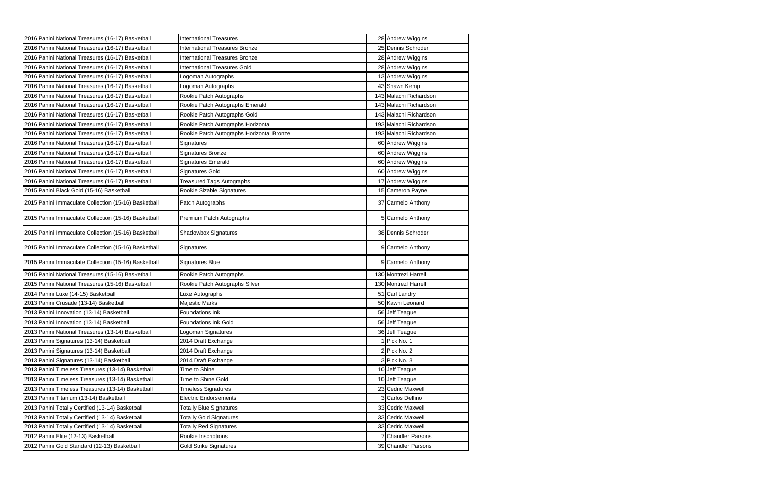| | | | |
|---|---|---|---|
| 2016 Panini National Treasures (16-17) Basketball | International Treasures | 28 | Andrew Wiggins |
| 2016 Panini National Treasures (16-17) Basketball | International Treasures Bronze | 25 | Dennis Schroder |
| 2016 Panini National Treasures (16-17) Basketball | International Treasures Bronze | 28 | Andrew Wiggins |
| 2016 Panini National Treasures (16-17) Basketball | International Treasures Gold | 28 | Andrew Wiggins |
| 2016 Panini National Treasures (16-17) Basketball | Logoman Autographs | 13 | Andrew Wiggins |
| 2016 Panini National Treasures (16-17) Basketball | Logoman Autographs | 43 | Shawn Kemp |
| 2016 Panini National Treasures (16-17) Basketball | Rookie Patch Autographs | 143 | Malachi Richardson |
| 2016 Panini National Treasures (16-17) Basketball | Rookie Patch Autographs Emerald | 143 | Malachi Richardson |
| 2016 Panini National Treasures (16-17) Basketball | Rookie Patch Autographs Gold | 143 | Malachi Richardson |
| 2016 Panini National Treasures (16-17) Basketball | Rookie Patch Autographs Horizontal | 193 | Malachi Richardson |
| 2016 Panini National Treasures (16-17) Basketball | Rookie Patch Autographs Horizontal Bronze | 193 | Malachi Richardson |
| 2016 Panini National Treasures (16-17) Basketball | Signatures | 60 | Andrew Wiggins |
| 2016 Panini National Treasures (16-17) Basketball | Signatures Bronze | 60 | Andrew Wiggins |
| 2016 Panini National Treasures (16-17) Basketball | Signatures Emerald | 60 | Andrew Wiggins |
| 2016 Panini National Treasures (16-17) Basketball | Signatures Gold | 60 | Andrew Wiggins |
| 2016 Panini National Treasures (16-17) Basketball | Treasured Tags Autographs | 17 | Andrew Wiggins |
| 2015 Panini Black Gold (15-16) Basketball | Rookie Sizable Signatures | 15 | Cameron Payne |
| 2015 Panini Immaculate Collection (15-16) Basketball | Patch Autographs | 37 | Carmelo Anthony |
| 2015 Panini Immaculate Collection (15-16) Basketball | Premium Patch Autographs | 5 | Carmelo Anthony |
| 2015 Panini Immaculate Collection (15-16) Basketball | Shadowbox Signatures | 38 | Dennis Schroder |
| 2015 Panini Immaculate Collection (15-16) Basketball | Signatures | 9 | Carmelo Anthony |
| 2015 Panini Immaculate Collection (15-16) Basketball | Signatures Blue | 9 | Carmelo Anthony |
| 2015 Panini National Treasures (15-16) Basketball | Rookie Patch Autographs | 130 | Montrezl Harrell |
| 2015 Panini National Treasures (15-16) Basketball | Rookie Patch Autographs Silver | 130 | Montrezl Harrell |
| 2014 Panini Luxe (14-15) Basketball | Luxe Autographs | 51 | Carl Landry |
| 2013 Panini Crusade (13-14) Basketball | Majestic Marks | 50 | Kawhi Leonard |
| 2013 Panini Innovation (13-14) Basketball | Foundations Ink | 56 | Jeff Teague |
| 2013 Panini Innovation (13-14) Basketball | Foundations Ink Gold | 56 | Jeff Teague |
| 2013 Panini National Treasures (13-14) Basketball | Logoman Signatures | 36 | Jeff Teague |
| 2013 Panini Signatures (13-14) Basketball | 2014 Draft Exchange | 1 | Pick No. 1 |
| 2013 Panini Signatures (13-14) Basketball | 2014 Draft Exchange | 2 | Pick No. 2 |
| 2013 Panini Signatures (13-14) Basketball | 2014 Draft Exchange | 3 | Pick No. 3 |
| 2013 Panini Timeless Treasures (13-14) Basketball | Time to Shine | 10 | Jeff Teague |
| 2013 Panini Timeless Treasures (13-14) Basketball | Time to Shine Gold | 10 | Jeff Teague |
| 2013 Panini Timeless Treasures (13-14) Basketball | Timeless Signatures | 23 | Cedric Maxwell |
| 2013 Panini Titanium (13-14) Basketball | Electric Endorsements | 3 | Carlos Delfino |
| 2013 Panini Totally Certified (13-14) Basketball | Totally Blue Signatures | 33 | Cedric Maxwell |
| 2013 Panini Totally Certified (13-14) Basketball | Totally Gold Signatures | 33 | Cedric Maxwell |
| 2013 Panini Totally Certified (13-14) Basketball | Totally Red Signatures | 33 | Cedric Maxwell |
| 2012 Panini Elite (12-13) Basketball | Rookie Inscriptions | 7 | Chandler Parsons |
| 2012 Panini Gold Standard (12-13) Basketball | Gold Strike Signatures | 39 | Chandler Parsons |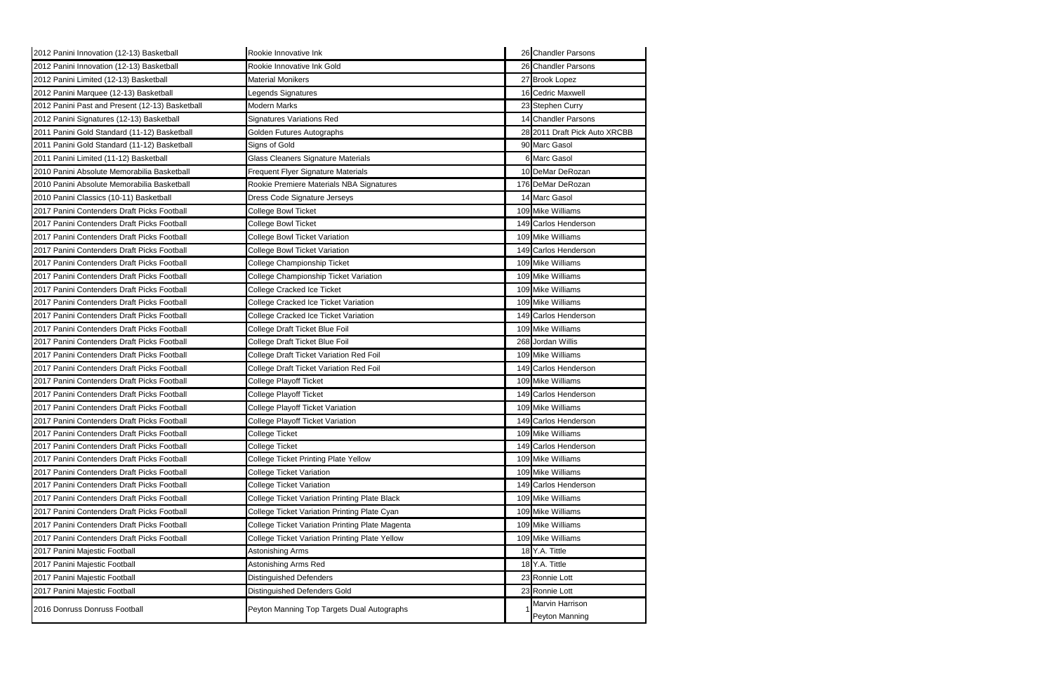| | | | |
|---|---|---|---|
| 2012 Panini Innovation (12-13) Basketball | Rookie Innovative Ink | 26 | Chandler Parsons |
| 2012 Panini Innovation (12-13) Basketball | Rookie Innovative Ink Gold | 26 | Chandler Parsons |
| 2012 Panini Limited (12-13) Basketball | Material Monikers | 27 | Brook Lopez |
| 2012 Panini Marquee (12-13) Basketball | Legends Signatures | 16 | Cedric Maxwell |
| 2012 Panini Past and Present (12-13) Basketball | Modern Marks | 23 | Stephen Curry |
| 2012 Panini Signatures (12-13) Basketball | Signatures Variations Red | 14 | Chandler Parsons |
| 2011 Panini Gold Standard (11-12) Basketball | Golden Futures Autographs | 28 | 2011 Draft Pick Auto XRCBB |
| 2011 Panini Gold Standard (11-12) Basketball | Signs of Gold | 90 | Marc Gasol |
| 2011 Panini Limited (11-12) Basketball | Glass Cleaners Signature Materials | 6 | Marc Gasol |
| 2010 Panini Absolute Memorabilia Basketball | Frequent Flyer Signature Materials | 10 | DeMar DeRozan |
| 2010 Panini Absolute Memorabilia Basketball | Rookie Premiere Materials NBA Signatures | 176 | DeMar DeRozan |
| 2010 Panini Classics (10-11) Basketball | Dress Code Signature Jerseys | 14 | Marc Gasol |
| 2017 Panini Contenders Draft Picks Football | College Bowl Ticket | 109 | Mike Williams |
| 2017 Panini Contenders Draft Picks Football | College Bowl Ticket | 149 | Carlos Henderson |
| 2017 Panini Contenders Draft Picks Football | College Bowl Ticket Variation | 109 | Mike Williams |
| 2017 Panini Contenders Draft Picks Football | College Bowl Ticket Variation | 149 | Carlos Henderson |
| 2017 Panini Contenders Draft Picks Football | College Championship Ticket | 109 | Mike Williams |
| 2017 Panini Contenders Draft Picks Football | College Championship Ticket Variation | 109 | Mike Williams |
| 2017 Panini Contenders Draft Picks Football | College Cracked Ice Ticket | 109 | Mike Williams |
| 2017 Panini Contenders Draft Picks Football | College Cracked Ice Ticket Variation | 109 | Mike Williams |
| 2017 Panini Contenders Draft Picks Football | College Cracked Ice Ticket Variation | 149 | Carlos Henderson |
| 2017 Panini Contenders Draft Picks Football | College Draft Ticket Blue Foil | 109 | Mike Williams |
| 2017 Panini Contenders Draft Picks Football | College Draft Ticket Blue Foil | 268 | Jordan Willis |
| 2017 Panini Contenders Draft Picks Football | College Draft Ticket Variation Red Foil | 109 | Mike Williams |
| 2017 Panini Contenders Draft Picks Football | College Draft Ticket Variation Red Foil | 149 | Carlos Henderson |
| 2017 Panini Contenders Draft Picks Football | College Playoff Ticket | 109 | Mike Williams |
| 2017 Panini Contenders Draft Picks Football | College Playoff Ticket | 149 | Carlos Henderson |
| 2017 Panini Contenders Draft Picks Football | College Playoff Ticket Variation | 109 | Mike Williams |
| 2017 Panini Contenders Draft Picks Football | College Playoff Ticket Variation | 149 | Carlos Henderson |
| 2017 Panini Contenders Draft Picks Football | College Ticket | 109 | Mike Williams |
| 2017 Panini Contenders Draft Picks Football | College Ticket | 149 | Carlos Henderson |
| 2017 Panini Contenders Draft Picks Football | College Ticket Printing Plate Yellow | 109 | Mike Williams |
| 2017 Panini Contenders Draft Picks Football | College Ticket Variation | 109 | Mike Williams |
| 2017 Panini Contenders Draft Picks Football | College Ticket Variation | 149 | Carlos Henderson |
| 2017 Panini Contenders Draft Picks Football | College Ticket Variation Printing Plate Black | 109 | Mike Williams |
| 2017 Panini Contenders Draft Picks Football | College Ticket Variation Printing Plate Cyan | 109 | Mike Williams |
| 2017 Panini Contenders Draft Picks Football | College Ticket Variation Printing Plate Magenta | 109 | Mike Williams |
| 2017 Panini Contenders Draft Picks Football | College Ticket Variation Printing Plate Yellow | 109 | Mike Williams |
| 2017 Panini Majestic Football | Astonishing Arms | 18 | Y.A. Tittle |
| 2017 Panini Majestic Football | Astonishing Arms Red | 18 | Y.A. Tittle |
| 2017 Panini Majestic Football | Distinguished Defenders | 23 | Ronnie Lott |
| 2017 Panini Majestic Football | Distinguished Defenders Gold | 23 | Ronnie Lott |
| 2016 Donruss Donruss Football | Peyton Manning Top Targets Dual Autographs | 1 | Marvin Harrison<br>Peyton Manning |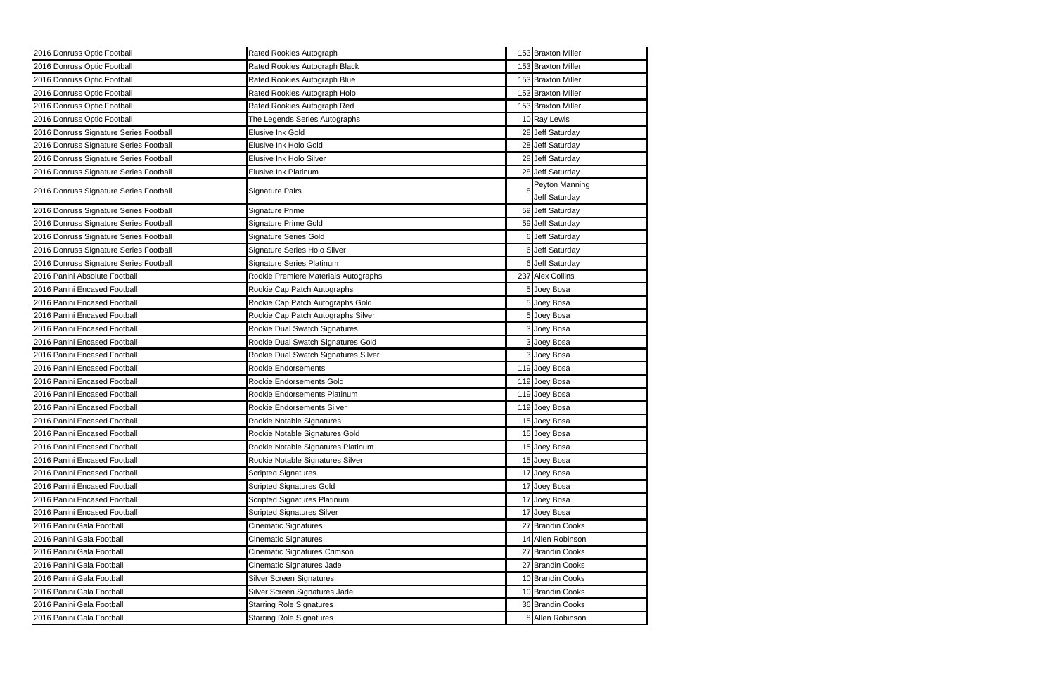| | | | |
|---|---|---|---|
| 2016 Donruss Optic Football | Rated Rookies Autograph | 153 | Braxton Miller |
| 2016 Donruss Optic Football | Rated Rookies Autograph Black | 153 | Braxton Miller |
| 2016 Donruss Optic Football | Rated Rookies Autograph Blue | 153 | Braxton Miller |
| 2016 Donruss Optic Football | Rated Rookies Autograph Holo | 153 | Braxton Miller |
| 2016 Donruss Optic Football | Rated Rookies Autograph Red | 153 | Braxton Miller |
| 2016 Donruss Optic Football | The Legends Series Autographs | 10 | Ray Lewis |
| 2016 Donruss Signature Series Football | Elusive Ink Gold | 28 | Jeff Saturday |
| 2016 Donruss Signature Series Football | Elusive Ink Holo Gold | 28 | Jeff Saturday |
| 2016 Donruss Signature Series Football | Elusive Ink Holo Silver | 28 | Jeff Saturday |
| 2016 Donruss Signature Series Football | Elusive Ink Platinum | 28 | Jeff Saturday |
| 2016 Donruss Signature Series Football | Signature Pairs | 8 | Peyton Manning Jeff Saturday |
| 2016 Donruss Signature Series Football | Signature Prime | 59 | Jeff Saturday |
| 2016 Donruss Signature Series Football | Signature Prime Gold | 59 | Jeff Saturday |
| 2016 Donruss Signature Series Football | Signature Series Gold | 6 | Jeff Saturday |
| 2016 Donruss Signature Series Football | Signature Series Holo Silver | 6 | Jeff Saturday |
| 2016 Donruss Signature Series Football | Signature Series Platinum | 6 | Jeff Saturday |
| 2016 Panini Absolute Football | Rookie Premiere Materials Autographs | 237 | Alex Collins |
| 2016 Panini Encased Football | Rookie Cap Patch Autographs | 5 | Joey Bosa |
| 2016 Panini Encased Football | Rookie Cap Patch Autographs Gold | 5 | Joey Bosa |
| 2016 Panini Encased Football | Rookie Cap Patch Autographs Silver | 5 | Joey Bosa |
| 2016 Panini Encased Football | Rookie Dual Swatch Signatures | 3 | Joey Bosa |
| 2016 Panini Encased Football | Rookie Dual Swatch Signatures Gold | 3 | Joey Bosa |
| 2016 Panini Encased Football | Rookie Dual Swatch Signatures Silver | 3 | Joey Bosa |
| 2016 Panini Encased Football | Rookie Endorsements | 119 | Joey Bosa |
| 2016 Panini Encased Football | Rookie Endorsements Gold | 119 | Joey Bosa |
| 2016 Panini Encased Football | Rookie Endorsements Platinum | 119 | Joey Bosa |
| 2016 Panini Encased Football | Rookie Endorsements Silver | 119 | Joey Bosa |
| 2016 Panini Encased Football | Rookie Notable Signatures | 15 | Joey Bosa |
| 2016 Panini Encased Football | Rookie Notable Signatures Gold | 15 | Joey Bosa |
| 2016 Panini Encased Football | Rookie Notable Signatures Platinum | 15 | Joey Bosa |
| 2016 Panini Encased Football | Rookie Notable Signatures Silver | 15 | Joey Bosa |
| 2016 Panini Encased Football | Scripted Signatures | 17 | Joey Bosa |
| 2016 Panini Encased Football | Scripted Signatures Gold | 17 | Joey Bosa |
| 2016 Panini Encased Football | Scripted Signatures Platinum | 17 | Joey Bosa |
| 2016 Panini Encased Football | Scripted Signatures Silver | 17 | Joey Bosa |
| 2016 Panini Gala Football | Cinematic Signatures | 27 | Brandin Cooks |
| 2016 Panini Gala Football | Cinematic Signatures | 14 | Allen Robinson |
| 2016 Panini Gala Football | Cinematic Signatures Crimson | 27 | Brandin Cooks |
| 2016 Panini Gala Football | Cinematic Signatures Jade | 27 | Brandin Cooks |
| 2016 Panini Gala Football | Silver Screen Signatures | 10 | Brandin Cooks |
| 2016 Panini Gala Football | Silver Screen Signatures Jade | 10 | Brandin Cooks |
| 2016 Panini Gala Football | Starring Role Signatures | 36 | Brandin Cooks |
| 2016 Panini Gala Football | Starring Role Signatures | 8 | Allen Robinson |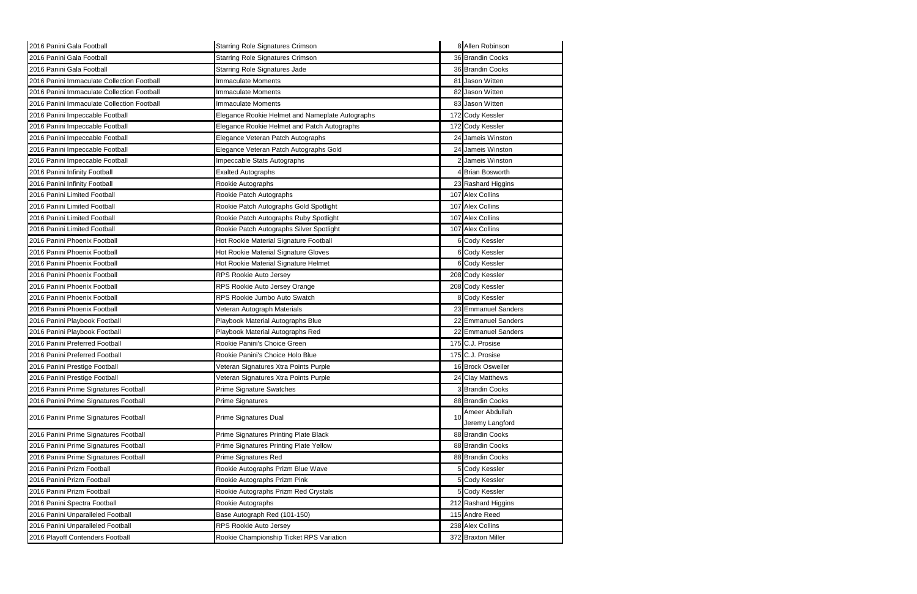| | | | |
|---|---|---|---|
| 2016 Panini Gala Football | Starring Role Signatures Crimson | 8 | Allen Robinson |
| 2016 Panini Gala Football | Starring Role Signatures Crimson | 36 | Brandin Cooks |
| 2016 Panini Gala Football | Starring Role Signatures Jade | 36 | Brandin Cooks |
| 2016 Panini Immaculate Collection Football | Immaculate Moments | 81 | Jason Witten |
| 2016 Panini Immaculate Collection Football | Immaculate Moments | 82 | Jason Witten |
| 2016 Panini Immaculate Collection Football | Immaculate Moments | 83 | Jason Witten |
| 2016 Panini Impeccable Football | Elegance Rookie Helmet and Nameplate Autographs | 172 | Cody Kessler |
| 2016 Panini Impeccable Football | Elegance Rookie Helmet and Patch Autographs | 172 | Cody Kessler |
| 2016 Panini Impeccable Football | Elegance Veteran Patch Autographs | 24 | Jameis Winston |
| 2016 Panini Impeccable Football | Elegance Veteran Patch Autographs Gold | 24 | Jameis Winston |
| 2016 Panini Impeccable Football | Impeccable Stats Autographs | 2 | Jameis Winston |
| 2016 Panini Infinity Football | Exalted Autographs | 4 | Brian Bosworth |
| 2016 Panini Infinity Football | Rookie Autographs | 23 | Rashard Higgins |
| 2016 Panini Limited Football | Rookie Patch Autographs | 107 | Alex Collins |
| 2016 Panini Limited Football | Rookie Patch Autographs Gold Spotlight | 107 | Alex Collins |
| 2016 Panini Limited Football | Rookie Patch Autographs Ruby Spotlight | 107 | Alex Collins |
| 2016 Panini Limited Football | Rookie Patch Autographs Silver Spotlight | 107 | Alex Collins |
| 2016 Panini Phoenix Football | Hot Rookie Material Signature Football | 6 | Cody Kessler |
| 2016 Panini Phoenix Football | Hot Rookie Material Signature Gloves | 6 | Cody Kessler |
| 2016 Panini Phoenix Football | Hot Rookie Material Signature Helmet | 6 | Cody Kessler |
| 2016 Panini Phoenix Football | RPS Rookie Auto Jersey | 208 | Cody Kessler |
| 2016 Panini Phoenix Football | RPS Rookie Auto Jersey Orange | 208 | Cody Kessler |
| 2016 Panini Phoenix Football | RPS Rookie Jumbo Auto Swatch | 8 | Cody Kessler |
| 2016 Panini Phoenix Football | Veteran Autograph Materials | 23 | Emmanuel Sanders |
| 2016 Panini Playbook Football | Playbook Material Autographs Blue | 22 | Emmanuel Sanders |
| 2016 Panini Playbook Football | Playbook Material Autographs Red | 22 | Emmanuel Sanders |
| 2016 Panini Preferred Football | Rookie Panini's Choice Green | 175 | C.J. Prosise |
| 2016 Panini Preferred Football | Rookie Panini's Choice Holo Blue | 175 | C.J. Prosise |
| 2016 Panini Prestige Football | Veteran Signatures Xtra Points Purple | 16 | Brock Osweiler |
| 2016 Panini Prestige Football | Veteran Signatures Xtra Points Purple | 24 | Clay Matthews |
| 2016 Panini Prime Signatures Football | Prime Signature Swatches | 3 | Brandin Cooks |
| 2016 Panini Prime Signatures Football | Prime Signatures | 88 | Brandin Cooks |
| 2016 Panini Prime Signatures Football | Prime Signatures Dual | 10 | Ameer Abdullah<br>Jeremy Langford |
| 2016 Panini Prime Signatures Football | Prime Signatures Printing Plate Black | 88 | Brandin Cooks |
| 2016 Panini Prime Signatures Football | Prime Signatures Printing Plate Yellow | 88 | Brandin Cooks |
| 2016 Panini Prime Signatures Football | Prime Signatures Red | 88 | Brandin Cooks |
| 2016 Panini Prizm Football | Rookie Autographs Prizm Blue Wave | 5 | Cody Kessler |
| 2016 Panini Prizm Football | Rookie Autographs Prizm Pink | 5 | Cody Kessler |
| 2016 Panini Prizm Football | Rookie Autographs Prizm Red Crystals | 5 | Cody Kessler |
| 2016 Panini Spectra Football | Rookie Autographs | 212 | Rashard Higgins |
| 2016 Panini Unparalleled Football | Base Autograph Red (101-150) | 115 | Andre Reed |
| 2016 Panini Unparalleled Football | RPS Rookie Auto Jersey | 238 | Alex Collins |
| 2016 Playoff Contenders Football | Rookie Championship Ticket RPS Variation | 372 | Braxton Miller |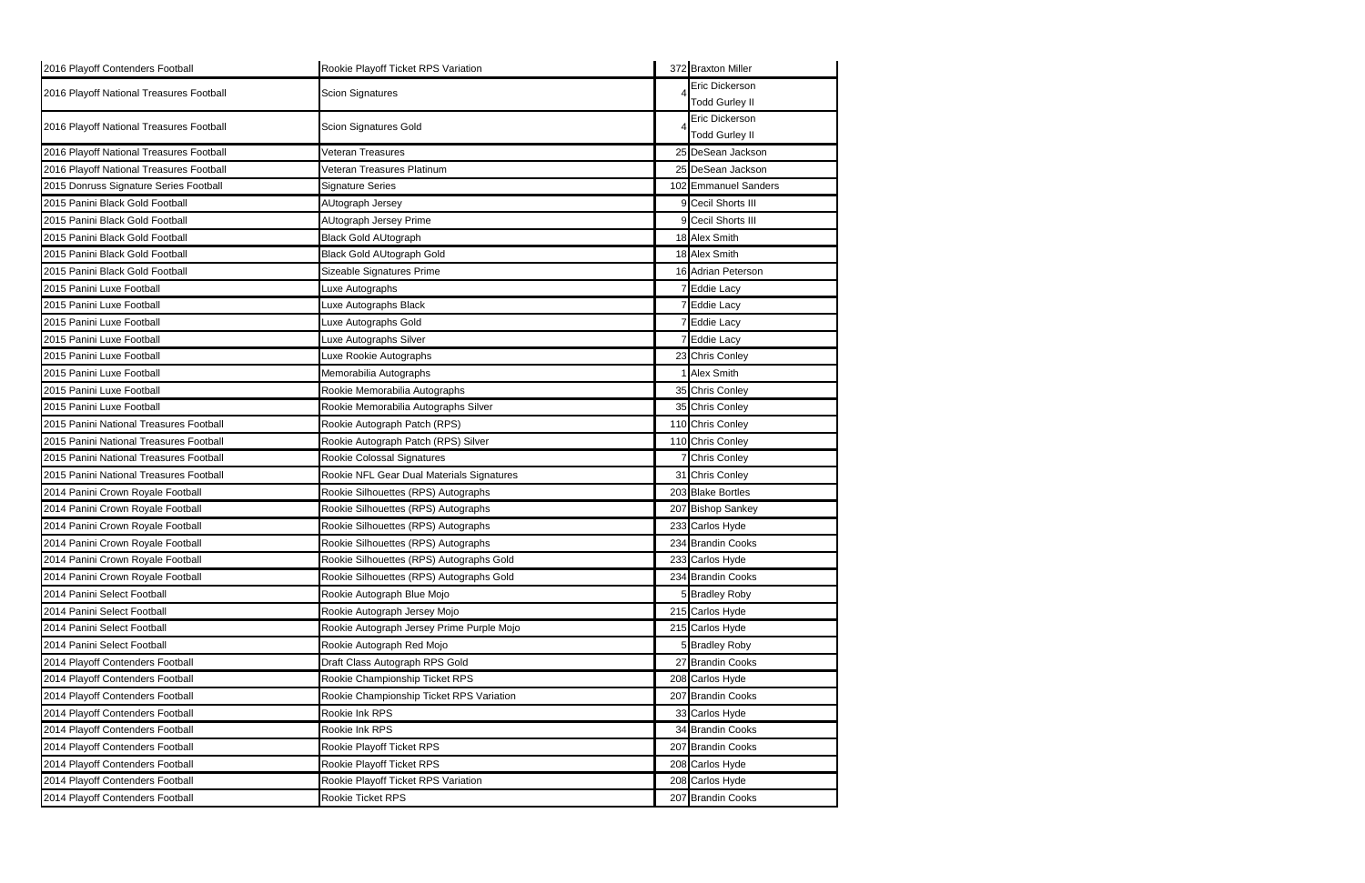| | | | |
|---|---|---|---|
| 2016 Playoff Contenders Football | Rookie Playoff Ticket RPS Variation | 372 | Braxton Miller |
| 2016 Playoff National Treasures Football | Scion Signatures | 4 | Eric Dickerson<br>Todd Gurley II |
| 2016 Playoff National Treasures Football | Scion Signatures Gold | 4 | Eric Dickerson<br>Todd Gurley II |
| 2016 Playoff National Treasures Football | Veteran Treasures | 25 | DeSean Jackson |
| 2016 Playoff National Treasures Football | Veteran Treasures Platinum | 25 | DeSean Jackson |
| 2015 Donruss Signature Series Football | Signature Series | 102 | Emmanuel Sanders |
| 2015 Panini Black Gold Football | AUtograph Jersey | 9 | Cecil Shorts III |
| 2015 Panini Black Gold Football | AUtograph Jersey Prime | 9 | Cecil Shorts III |
| 2015 Panini Black Gold Football | Black Gold AUtograph | 18 | Alex Smith |
| 2015 Panini Black Gold Football | Black Gold AUtograph Gold | 18 | Alex Smith |
| 2015 Panini Black Gold Football | Sizeable Signatures Prime | 16 | Adrian Peterson |
| 2015 Panini Luxe Football | Luxe Autographs | 7 | Eddie Lacy |
| 2015 Panini Luxe Football | Luxe Autographs Black | 7 | Eddie Lacy |
| 2015 Panini Luxe Football | Luxe Autographs Gold | 7 | Eddie Lacy |
| 2015 Panini Luxe Football | Luxe Autographs Silver | 7 | Eddie Lacy |
| 2015 Panini Luxe Football | Luxe Rookie Autographs | 23 | Chris Conley |
| 2015 Panini Luxe Football | Memorabilia Autographs | 1 | Alex Smith |
| 2015 Panini Luxe Football | Rookie Memorabilia Autographs | 35 | Chris Conley |
| 2015 Panini Luxe Football | Rookie Memorabilia Autographs Silver | 35 | Chris Conley |
| 2015 Panini National Treasures Football | Rookie Autograph Patch (RPS) | 110 | Chris Conley |
| 2015 Panini National Treasures Football | Rookie Autograph Patch (RPS) Silver | 110 | Chris Conley |
| 2015 Panini National Treasures Football | Rookie Colossal Signatures | 7 | Chris Conley |
| 2015 Panini National Treasures Football | Rookie NFL Gear Dual Materials Signatures | 31 | Chris Conley |
| 2014 Panini Crown Royale Football | Rookie Silhouettes (RPS) Autographs | 203 | Blake Bortles |
| 2014 Panini Crown Royale Football | Rookie Silhouettes (RPS) Autographs | 207 | Bishop Sankey |
| 2014 Panini Crown Royale Football | Rookie Silhouettes (RPS) Autographs | 233 | Carlos Hyde |
| 2014 Panini Crown Royale Football | Rookie Silhouettes (RPS) Autographs | 234 | Brandin Cooks |
| 2014 Panini Crown Royale Football | Rookie Silhouettes (RPS) Autographs Gold | 233 | Carlos Hyde |
| 2014 Panini Crown Royale Football | Rookie Silhouettes (RPS) Autographs Gold | 234 | Brandin Cooks |
| 2014 Panini Select Football | Rookie Autograph Blue Mojo | 5 | Bradley Roby |
| 2014 Panini Select Football | Rookie Autograph Jersey Mojo | 215 | Carlos Hyde |
| 2014 Panini Select Football | Rookie Autograph Jersey Prime Purple Mojo | 215 | Carlos Hyde |
| 2014 Panini Select Football | Rookie Autograph Red Mojo | 5 | Bradley Roby |
| 2014 Playoff Contenders Football | Draft Class Autograph RPS Gold | 27 | Brandin Cooks |
| 2014 Playoff Contenders Football | Rookie Championship Ticket RPS | 208 | Carlos Hyde |
| 2014 Playoff Contenders Football | Rookie Championship Ticket RPS Variation | 207 | Brandin Cooks |
| 2014 Playoff Contenders Football | Rookie Ink RPS | 33 | Carlos Hyde |
| 2014 Playoff Contenders Football | Rookie Ink RPS | 34 | Brandin Cooks |
| 2014 Playoff Contenders Football | Rookie Playoff Ticket RPS | 207 | Brandin Cooks |
| 2014 Playoff Contenders Football | Rookie Playoff Ticket RPS | 208 | Carlos Hyde |
| 2014 Playoff Contenders Football | Rookie Playoff Ticket RPS Variation | 208 | Carlos Hyde |
| 2014 Playoff Contenders Football | Rookie Ticket RPS | 207 | Brandin Cooks |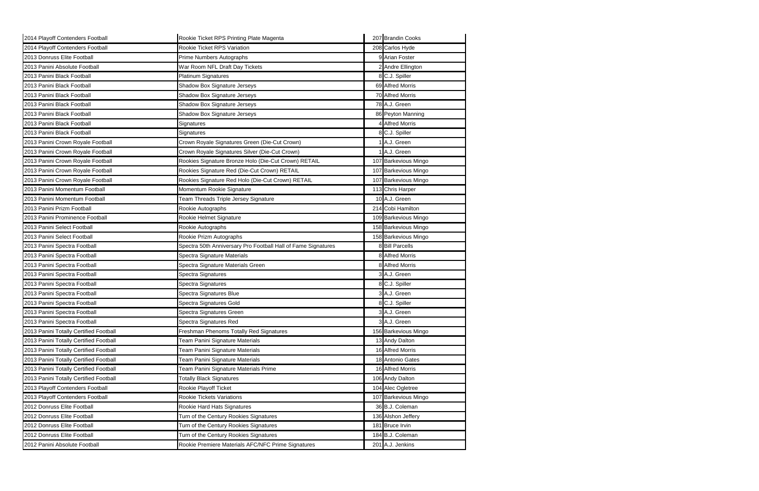| | | | |
|---|---|---|---|
| 2014 Playoff Contenders Football | Rookie Ticket RPS Printing Plate Magenta | 207 | Brandin Cooks |
| 2014 Playoff Contenders Football | Rookie Ticket RPS Variation | 208 | Carlos Hyde |
| 2013 Donruss Elite Football | Prime Numbers Autographs | 9 | Arian Foster |
| 2013 Panini Absolute Football | War Room NFL Draft Day Tickets | 2 | Andre Ellington |
| 2013 Panini Black Football | Platinum Signatures | 8 | C.J. Spiller |
| 2013 Panini Black Football | Shadow Box Signature Jerseys | 69 | Alfred Morris |
| 2013 Panini Black Football | Shadow Box Signature Jerseys | 70 | Alfred Morris |
| 2013 Panini Black Football | Shadow Box Signature Jerseys | 78 | A.J. Green |
| 2013 Panini Black Football | Shadow Box Signature Jerseys | 86 | Peyton Manning |
| 2013 Panini Black Football | Signatures | 4 | Alfred Morris |
| 2013 Panini Black Football | Signatures | 8 | C.J. Spiller |
| 2013 Panini Crown Royale Football | Crown Royale Signatures Green (Die-Cut Crown) | 1 | A.J. Green |
| 2013 Panini Crown Royale Football | Crown Royale Signatures Silver (Die-Cut Crown) | 1 | A.J. Green |
| 2013 Panini Crown Royale Football | Rookies Signature Bronze Holo (Die-Cut Crown) RETAIL | 107 | Barkevious Mingo |
| 2013 Panini Crown Royale Football | Rookies Signature Red (Die-Cut Crown) RETAIL | 107 | Barkevious Mingo |
| 2013 Panini Crown Royale Football | Rookies Signature Red Holo (Die-Cut Crown) RETAIL | 107 | Barkevious Mingo |
| 2013 Panini Momentum Football | Momentum Rookie Signature | 113 | Chris Harper |
| 2013 Panini Momentum Football | Team Threads Triple Jersey Signature | 10 | A.J. Green |
| 2013 Panini Prizm Football | Rookie Autographs | 214 | Cobi Hamilton |
| 2013 Panini Prominence Football | Rookie Helmet Signature | 109 | Barkevious Mingo |
| 2013 Panini Select Football | Rookie Autographs | 158 | Barkevious Mingo |
| 2013 Panini Select Football | Rookie Prizm Autographs | 158 | Barkevious Mingo |
| 2013 Panini Spectra Football | Spectra 50th Anniversary Pro Football Hall of Fame Signatures | 8 | Bill Parcells |
| 2013 Panini Spectra Football | Spectra Signature Materials | 8 | Alfred Morris |
| 2013 Panini Spectra Football | Spectra Signature Materials Green | 8 | Alfred Morris |
| 2013 Panini Spectra Football | Spectra Signatures | 3 | A.J. Green |
| 2013 Panini Spectra Football | Spectra Signatures | 8 | C.J. Spiller |
| 2013 Panini Spectra Football | Spectra Signatures Blue | 3 | A.J. Green |
| 2013 Panini Spectra Football | Spectra Signatures Gold | 8 | C.J. Spiller |
| 2013 Panini Spectra Football | Spectra Signatures Green | 3 | A.J. Green |
| 2013 Panini Spectra Football | Spectra Signatures Red | 3 | A.J. Green |
| 2013 Panini Totally Certified Football | Freshman Phenoms Totally Red Signatures | 156 | Barkevious Mingo |
| 2013 Panini Totally Certified Football | Team Panini Signature Materials | 13 | Andy Dalton |
| 2013 Panini Totally Certified Football | Team Panini Signature Materials | 16 | Alfred Morris |
| 2013 Panini Totally Certified Football | Team Panini Signature Materials | 18 | Antonio Gates |
| 2013 Panini Totally Certified Football | Team Panini Signature Materials Prime | 16 | Alfred Morris |
| 2013 Panini Totally Certified Football | Totally Black Signatures | 106 | Andy Dalton |
| 2013 Playoff Contenders Football | Rookie Playoff Ticket | 104 | Alec Ogletree |
| 2013 Playoff Contenders Football | Rookie Tickets Variations | 107 | Barkevious Mingo |
| 2012 Donruss Elite Football | Rookie Hard Hats Signatures | 36 | B.J. Coleman |
| 2012 Donruss Elite Football | Turn of the Century Rookies Signatures | 136 | Alshon Jeffery |
| 2012 Donruss Elite Football | Turn of the Century Rookies Signatures | 181 | Bruce Irvin |
| 2012 Donruss Elite Football | Turn of the Century Rookies Signatures | 184 | B.J. Coleman |
| 2012 Panini Absolute Football | Rookie Premiere Materials AFC/NFC Prime Signatures | 201 | A.J. Jenkins |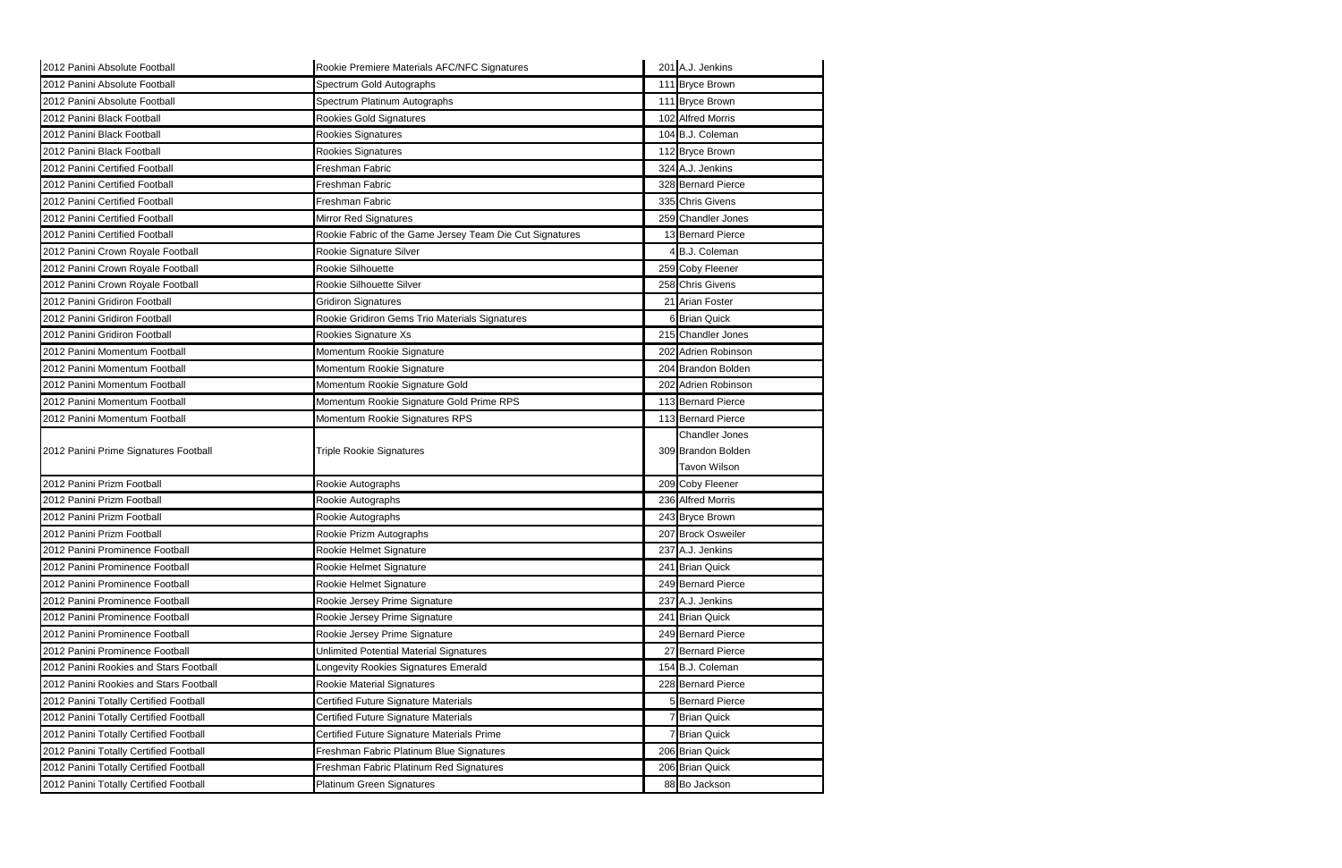| | | | |
|---|---|---|---|
| 2012 Panini Absolute Football | Rookie Premiere Materials AFC/NFC Signatures | 201 | A.J. Jenkins |
| 2012 Panini Absolute Football | Spectrum Gold Autographs | 111 | Bryce Brown |
| 2012 Panini Absolute Football | Spectrum Platinum Autographs | 111 | Bryce Brown |
| 2012 Panini Black Football | Rookies Gold Signatures | 102 | Alfred Morris |
| 2012 Panini Black Football | Rookies Signatures | 104 | B.J. Coleman |
| 2012 Panini Black Football | Rookies Signatures | 112 | Bryce Brown |
| 2012 Panini Certified Football | Freshman Fabric | 324 | A.J. Jenkins |
| 2012 Panini Certified Football | Freshman Fabric | 328 | Bernard Pierce |
| 2012 Panini Certified Football | Freshman Fabric | 335 | Chris Givens |
| 2012 Panini Certified Football | Mirror Red Signatures | 259 | Chandler Jones |
| 2012 Panini Certified Football | Rookie Fabric of the Game Jersey Team Die Cut Signatures | 13 | Bernard Pierce |
| 2012 Panini Crown Royale Football | Rookie Signature Silver | 4 | B.J. Coleman |
| 2012 Panini Crown Royale Football | Rookie Silhouette | 259 | Coby Fleener |
| 2012 Panini Crown Royale Football | Rookie Silhouette Silver | 258 | Chris Givens |
| 2012 Panini Gridiron Football | Gridiron Signatures | 21 | Arian Foster |
| 2012 Panini Gridiron Football | Rookie Gridiron Gems Trio Materials Signatures | 6 | Brian Quick |
| 2012 Panini Gridiron Football | Rookies Signature Xs | 215 | Chandler Jones |
| 2012 Panini Momentum Football | Momentum Rookie Signature | 202 | Adrien Robinson |
| 2012 Panini Momentum Football | Momentum Rookie Signature | 204 | Brandon Bolden |
| 2012 Panini Momentum Football | Momentum Rookie Signature Gold | 202 | Adrien Robinson |
| 2012 Panini Momentum Football | Momentum Rookie Signature Gold Prime RPS | 113 | Bernard Pierce |
| 2012 Panini Momentum Football | Momentum Rookie Signatures RPS | 113 | Bernard Pierce |
| 2012 Panini Prime Signatures Football | Triple Rookie Signatures | 309 | Chandler Jones<br>Brandon Bolden<br>Tavon Wilson |
| 2012 Panini Prizm Football | Rookie Autographs | 209 | Coby Fleener |
| 2012 Panini Prizm Football | Rookie Autographs | 236 | Alfred Morris |
| 2012 Panini Prizm Football | Rookie Autographs | 243 | Bryce Brown |
| 2012 Panini Prizm Football | Rookie Prizm Autographs | 207 | Brock Osweiler |
| 2012 Panini Prominence Football | Rookie Helmet Signature | 237 | A.J. Jenkins |
| 2012 Panini Prominence Football | Rookie Helmet Signature | 241 | Brian Quick |
| 2012 Panini Prominence Football | Rookie Helmet Signature | 249 | Bernard Pierce |
| 2012 Panini Prominence Football | Rookie Jersey Prime Signature | 237 | A.J. Jenkins |
| 2012 Panini Prominence Football | Rookie Jersey Prime Signature | 241 | Brian Quick |
| 2012 Panini Prominence Football | Rookie Jersey Prime Signature | 249 | Bernard Pierce |
| 2012 Panini Prominence Football | Unlimited Potential Material Signatures | 27 | Bernard Pierce |
| 2012 Panini Rookies and Stars Football | Longevity Rookies Signatures Emerald | 154 | B.J. Coleman |
| 2012 Panini Rookies and Stars Football | Rookie Material Signatures | 228 | Bernard Pierce |
| 2012 Panini Totally Certified Football | Certified Future Signature Materials | 5 | Bernard Pierce |
| 2012 Panini Totally Certified Football | Certified Future Signature Materials | 7 | Brian Quick |
| 2012 Panini Totally Certified Football | Certified Future Signature Materials Prime | 7 | Brian Quick |
| 2012 Panini Totally Certified Football | Freshman Fabric Platinum Blue Signatures | 206 | Brian Quick |
| 2012 Panini Totally Certified Football | Freshman Fabric Platinum Red Signatures | 206 | Brian Quick |
| 2012 Panini Totally Certified Football | Platinum Green Signatures | 88 | Bo Jackson |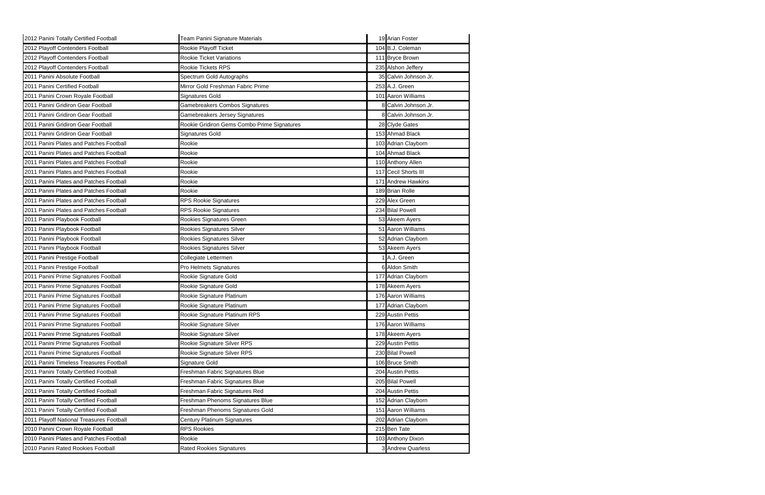| | | | |
|---|---|---|---|
| 2012 Panini Totally Certified Football | Team Panini Signature Materials | 19 | Arian Foster |
| 2012 Playoff Contenders Football | Rookie Playoff Ticket | 104 | B.J. Coleman |
| 2012 Playoff Contenders Football | Rookie Ticket Variations | 111 | Bryce Brown |
| 2012 Playoff Contenders Football | Rookie Tickets RPS | 235 | Alshon Jeffery |
| 2011 Panini Absolute Football | Spectrum Gold Autographs | 35 | Calvin Johnson Jr. |
| 2011 Panini Certified Football | Mirror Gold Freshman Fabric Prime | 253 | A.J. Green |
| 2011 Panini Crown Royale Football | Signatures Gold | 101 | Aaron Williams |
| 2011 Panini Gridiron Gear Football | Gamebreakers Combos Signatures | 8 | Calvin Johnson Jr. |
| 2011 Panini Gridiron Gear Football | Gamebreakers Jersey Signatures | 8 | Calvin Johnson Jr. |
| 2011 Panini Gridiron Gear Football | Rookie Gridiron Gems Combo Prime Signatures | 28 | Clyde Gates |
| 2011 Panini Gridiron Gear Football | Signatures Gold | 153 | Ahmad Black |
| 2011 Panini Plates and Patches Football | Rookie | 103 | Adrian Clayborn |
| 2011 Panini Plates and Patches Football | Rookie | 104 | Ahmad Black |
| 2011 Panini Plates and Patches Football | Rookie | 110 | Anthony Allen |
| 2011 Panini Plates and Patches Football | Rookie | 117 | Cecil Shorts III |
| 2011 Panini Plates and Patches Football | Rookie | 171 | Andrew Hawkins |
| 2011 Panini Plates and Patches Football | Rookie | 189 | Brian Rolle |
| 2011 Panini Plates and Patches Football | RPS Rookie Signatures | 229 | Alex Green |
| 2011 Panini Plates and Patches Football | RPS Rookie Signatures | 234 | Bilal Powell |
| 2011 Panini Playbook Football | Rookies Signatures Green | 53 | Akeem Ayers |
| 2011 Panini Playbook Football | Rookies Signatures Silver | 51 | Aaron Williams |
| 2011 Panini Playbook Football | Rookies Signatures Silver | 52 | Adrian Clayborn |
| 2011 Panini Playbook Football | Rookies Signatures Silver | 53 | Akeem Ayers |
| 2011 Panini Prestige Football | Collegiate Lettermen | 1 | A.J. Green |
| 2011 Panini Prestige Football | Pro Helmets Signatures | 6 | Aldon Smith |
| 2011 Panini Prime Signatures Football | Rookie Signature Gold | 177 | Adrian Clayborn |
| 2011 Panini Prime Signatures Football | Rookie Signature Gold | 178 | Akeem Ayers |
| 2011 Panini Prime Signatures Football | Rookie Signature Platinum | 176 | Aaron Williams |
| 2011 Panini Prime Signatures Football | Rookie Signature Platinum | 177 | Adrian Clayborn |
| 2011 Panini Prime Signatures Football | Rookie Signature Platinum RPS | 229 | Austin Pettis |
| 2011 Panini Prime Signatures Football | Rookie Signature Silver | 176 | Aaron Williams |
| 2011 Panini Prime Signatures Football | Rookie Signature Silver | 178 | Akeem Ayers |
| 2011 Panini Prime Signatures Football | Rookie Signature Silver RPS | 229 | Austin Pettis |
| 2011 Panini Prime Signatures Football | Rookie Signature Silver RPS | 230 | Bilal Powell |
| 2011 Panini Timeless Treasures Football | Signature Gold | 106 | Bruce Smith |
| 2011 Panini Totally Certified Football | Freshman Fabric Signatures Blue | 204 | Austin Pettis |
| 2011 Panini Totally Certified Football | Freshman Fabric Signatures Blue | 205 | Bilal Powell |
| 2011 Panini Totally Certified Football | Freshman Fabric Signatures Red | 204 | Austin Pettis |
| 2011 Panini Totally Certified Football | Freshman Phenoms Signatures Blue | 152 | Adrian Clayborn |
| 2011 Panini Totally Certified Football | Freshman Phenoms Signatures Gold | 151 | Aaron Williams |
| 2011 Playoff National Treasures Football | Century Platinum Signatures | 202 | Adrian Clayborn |
| 2010 Panini Crown Royale Football | RPS Rookies | 215 | Ben Tate |
| 2010 Panini Plates and Patches Football | Rookie | 103 | Anthony Dixon |
| 2010 Panini Rated Rookies Football | Rated Rookies Signatures | 3 | Andrew Quarless |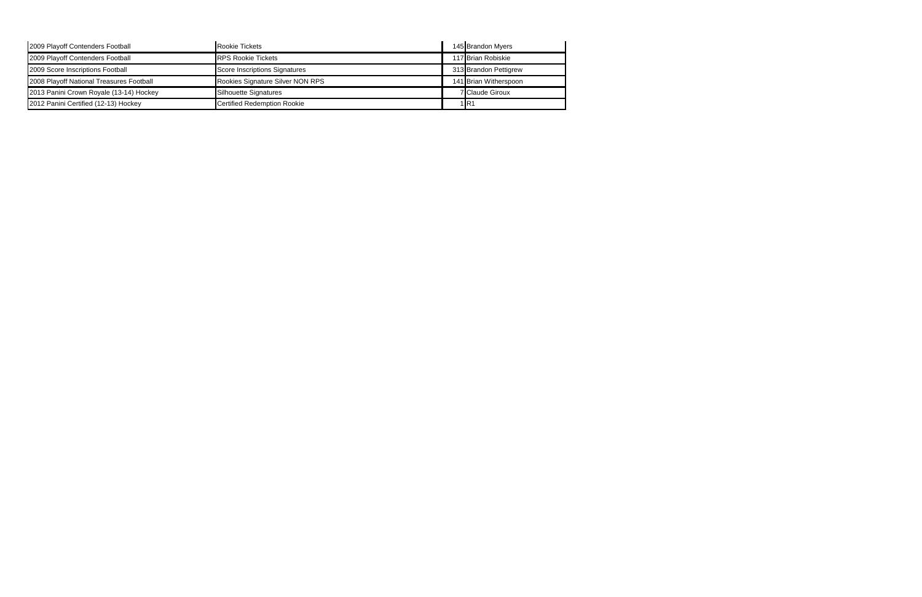| | | | |
|---|---|---|---|
| 2009 Playoff Contenders Football | Rookie Tickets | 145 | Brandon Myers |
| 2009 Playoff Contenders Football | RPS Rookie Tickets | 117 | Brian Robiskie |
| 2009 Score Inscriptions Football | Score Inscriptions Signatures | 313 | Brandon Pettigrew |
| 2008 Playoff National Treasures Football | Rookies Signature Silver NON RPS | 141 | Brian Witherspoon |
| 2013 Panini Crown Royale (13-14) Hockey | Silhouette Signatures | 7 | Claude Giroux |
| 2012 Panini Certified (12-13) Hockey | Certified Redemption Rookie | 1 | R1 |